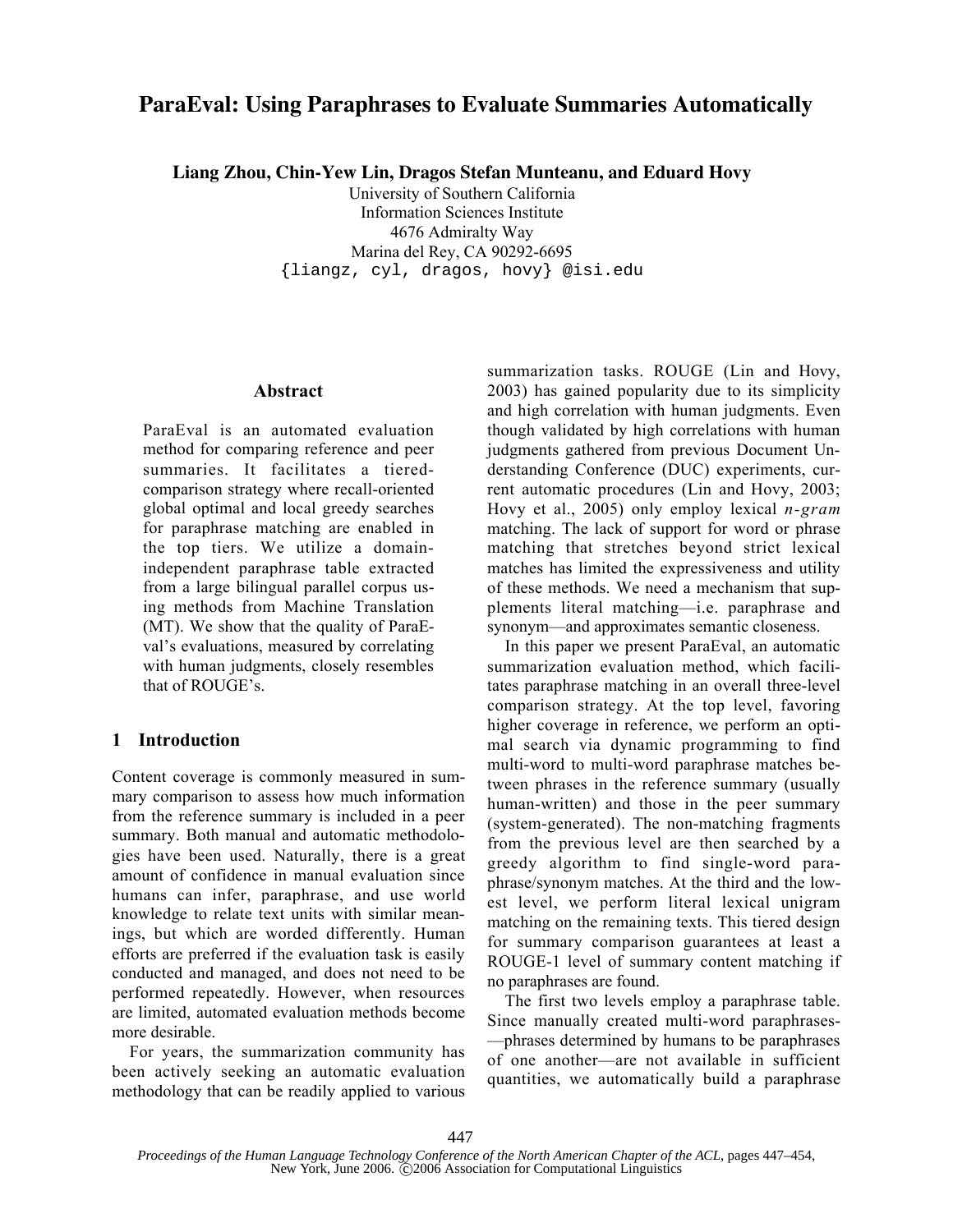# ParaEval: Using Paraphrases to Evaluate Summaries Automatically

**Liang Zhou, Chin-Yew Lin, Dragos Stefan Munteanu, and Eduard Hovy**

University of Southern California
Information Sciences Institute
4676 Admiralty Way
Marina del Rey, CA 90292-6695
{liangz, cyl, dragos, hovy} @isi.edu

## Abstract

ParaEval is an automated evaluation method for comparing reference and peer summaries. It facilitates a tiered-comparison strategy where recall-oriented global optimal and local greedy searches for paraphrase matching are enabled in the top tiers. We utilize a domain-independent paraphrase table extracted from a large bilingual parallel corpus using methods from Machine Translation (MT). We show that the quality of ParaEval's evaluations, measured by correlating with human judgments, closely resembles that of ROUGE's.

## 1 Introduction

Content coverage is commonly measured in summary comparison to assess how much information from the reference summary is included in a peer summary. Both manual and automatic methodologies have been used. Naturally, there is a great amount of confidence in manual evaluation since humans can infer, paraphrase, and use world knowledge to relate text units with similar meanings, but which are worded differently. Human efforts are preferred if the evaluation task is easily conducted and managed, and does not need to be performed repeatedly. However, when resources are limited, automated evaluation methods become more desirable.

For years, the summarization community has been actively seeking an automatic evaluation methodology that can be readily applied to various summarization tasks. ROUGE (Lin and Hovy, 2003) has gained popularity due to its simplicity and high correlation with human judgments. Even though validated by high correlations with human judgments gathered from previous Document Understanding Conference (DUC) experiments, current automatic procedures (Lin and Hovy, 2003; Hovy et al., 2005) only employ lexical *n-gram* matching. The lack of support for word or phrase matching that stretches beyond strict lexical matches has limited the expressiveness and utility of these methods. We need a mechanism that supplements literal matching—i.e. paraphrase and synonym—and approximates semantic closeness.

In this paper we present ParaEval, an automatic summarization evaluation method, which facilitates paraphrase matching in an overall three-level comparison strategy. At the top level, favoring higher coverage in reference, we perform an optimal search via dynamic programming to find multi-word to multi-word paraphrase matches between phrases in the reference summary (usually human-written) and those in the peer summary (system-generated). The non-matching fragments from the previous level are then searched by a greedy algorithm to find single-word paraphrase/synonym matches. At the third and the lowest level, we perform literal lexical unigram matching on the remaining texts. This tiered design for summary comparison guarantees at least a ROUGE-1 level of summary content matching if no paraphrases are found.

The first two levels employ a paraphrase table. Since manually created multi-word paraphrases—phrases determined by humans to be paraphrases of one another—are not available in sufficient quantities, we automatically build a paraphrase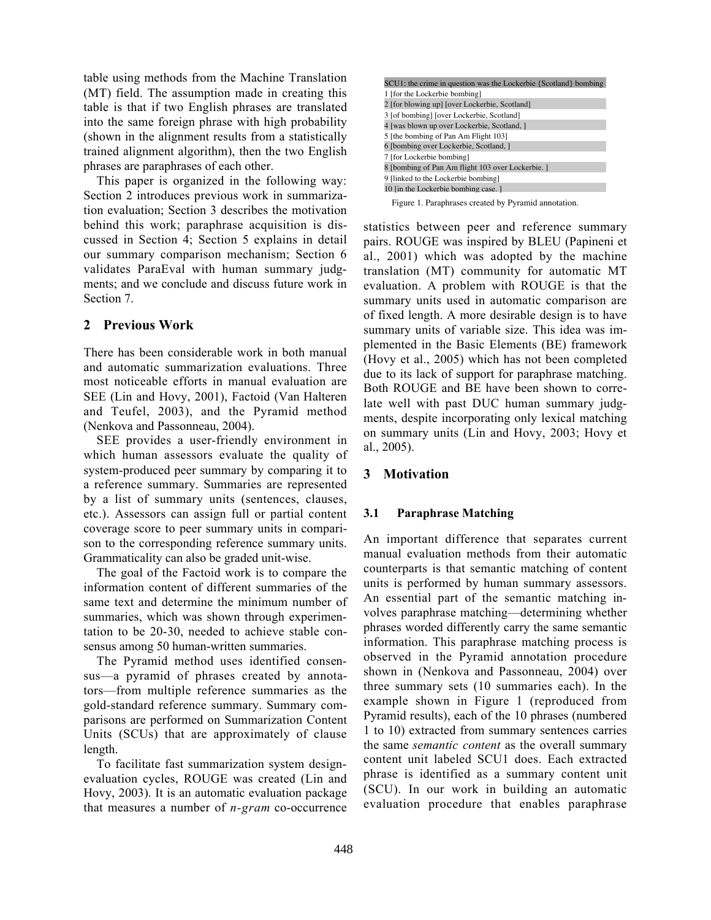table using methods from the Machine Translation (MT) field. The assumption made in creating this table is that if two English phrases are translated into the same foreign phrase with high probability (shown in the alignment results from a statistically trained alignment algorithm), then the two English phrases are paraphrases of each other.

This paper is organized in the following way: Section 2 introduces previous work in summarization evaluation; Section 3 describes the motivation behind this work; paraphrase acquisition is discussed in Section 4; Section 5 explains in detail our summary comparison mechanism; Section 6 validates ParaEval with human summary judgments; and we conclude and discuss future work in Section 7.

## 2 Previous Work

There has been considerable work in both manual and automatic summarization evaluations. Three most noticeable efforts in manual evaluation are SEE (Lin and Hovy, 2001), Factoid (Van Halteren and Teufel, 2003), and the Pyramid method (Nenkova and Passonneau, 2004).

SEE provides a user-friendly environment in which human assessors evaluate the quality of system-produced peer summary by comparing it to a reference summary. Summaries are represented by a list of summary units (sentences, clauses, etc.). Assessors can assign full or partial content coverage score to peer summary units in comparison to the corresponding reference summary units. Grammaticality can also be graded unit-wise.

The goal of the Factoid work is to compare the information content of different summaries of the same text and determine the minimum number of summaries, which was shown through experimentation to be 20-30, needed to achieve stable consensus among 50 human-written summaries.

The Pyramid method uses identified consensus—a pyramid of phrases created by annotators—from multiple reference summaries as the gold-standard reference summary. Summary comparisons are performed on Summarization Content Units (SCUs) that are approximately of clause length.

To facilitate fast summarization system design-evaluation cycles, ROUGE was created (Lin and Hovy, 2003). It is an automatic evaluation package that measures a number of *n-gram* co-occurrence statistics between peer and reference summary pairs. ROUGE was inspired by BLEU (Papineni et al., 2001) which was adopted by the machine translation (MT) community for automatic MT evaluation. A problem with ROUGE is that the summary units used in automatic comparison are of fixed length. A more desirable design is to have summary units of variable size. This idea was implemented in the Basic Elements (BE) framework (Hovy et al., 2005) which has not been completed due to its lack of support for paraphrase matching. Both ROUGE and BE have been shown to correlate well with past DUC human summary judgments, despite incorporating only lexical matching on summary units (Lin and Hovy, 2003; Hovy et al., 2005).

| SCU1: the crime in question was the Lockerbie {Scotland} bombing |
|---|
| 1 [for the Lockerbie bombing] |
| 2 [for blowing up] [over Lockerbie, Scotland] |
| 3 [of bombing] [over Lockerbie, Scotland] |
| 4 [was blown up over Lockerbie, Scotland, ] |
| 5 [the bombing of Pan Am Flight 103] |
| 6 [bombing over Lockerbie, Scotland, ] |
| 7 [for Lockerbie bombing] |
| 8 [bombing of Pan Am flight 103 over Lockerbie. ] |
| 9 [linked to the Lockerbie bombing] |
| 10 [in the Lockerbie bombing case. ] |

Figure 1. Paraphrases created by Pyramid annotation.

## 3 Motivation

### 3.1 Paraphrase Matching

An important difference that separates current manual evaluation methods from their automatic counterparts is that semantic matching of content units is performed by human summary assessors. An essential part of the semantic matching involves paraphrase matching—determining whether phrases worded differently carry the same semantic information. This paraphrase matching process is observed in the Pyramid annotation procedure shown in (Nenkova and Passonneau, 2004) over three summary sets (10 summaries each). In the example shown in Figure 1 (reproduced from Pyramid results), each of the 10 phrases (numbered 1 to 10) extracted from summary sentences carries the same *semantic content* as the overall summary content unit labeled SCU1 does. Each extracted phrase is identified as a summary content unit (SCU). In our work in building an automatic evaluation procedure that enables paraphrase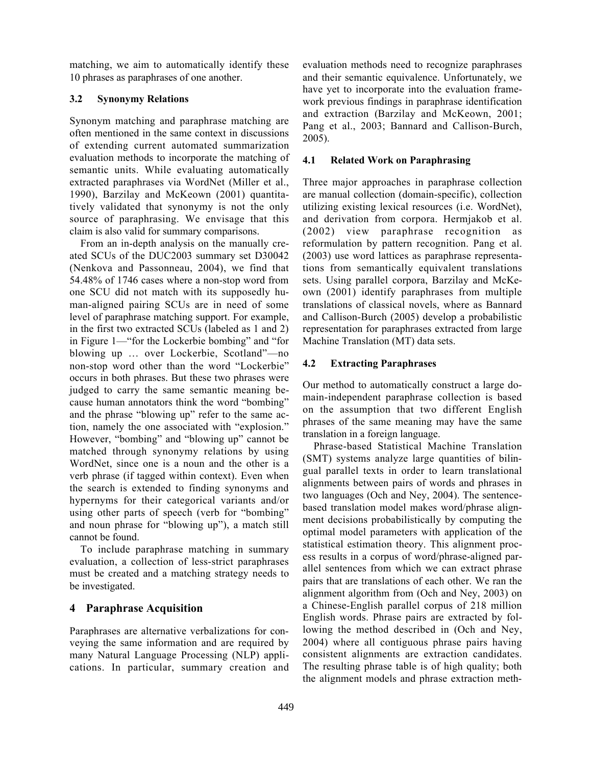matching, we aim to automatically identify these 10 phrases as paraphrases of one another.

### 3.2 Synonymy Relations

Synonym matching and paraphrase matching are often mentioned in the same context in discussions of extending current automated summarization evaluation methods to incorporate the matching of semantic units. While evaluating automatically extracted paraphrases via WordNet (Miller et al., 1990), Barzilay and McKeown (2001) quantitatively validated that synonymy is not the only source of paraphrasing. We envisage that this claim is also valid for summary comparisons.

From an in-depth analysis on the manually created SCUs of the DUC2003 summary set D30042 (Nenkova and Passonneau, 2004), we find that 54.48% of 1746 cases where a non-stop word from one SCU did not match with its supposedly human-aligned pairing SCUs are in need of some level of paraphrase matching support. For example, in the first two extracted SCUs (labeled as 1 and 2) in Figure 1—"for the Lockerbie bombing" and "for blowing up … over Lockerbie, Scotland"—no non-stop word other than the word "Lockerbie" occurs in both phrases. But these two phrases were judged to carry the same semantic meaning because human annotators think the word "bombing" and the phrase "blowing up" refer to the same action, namely the one associated with "explosion." However, "bombing" and "blowing up" cannot be matched through synonymy relations by using WordNet, since one is a noun and the other is a verb phrase (if tagged within context). Even when the search is extended to finding synonyms and hypernyms for their categorical variants and/or using other parts of speech (verb for "bombing" and noun phrase for "blowing up"), a match still cannot be found.

To include paraphrase matching in summary evaluation, a collection of less-strict paraphrases must be created and a matching strategy needs to be investigated.

## 4 Paraphrase Acquisition

Paraphrases are alternative verbalizations for conveying the same information and are required by many Natural Language Processing (NLP) applications. In particular, summary creation and evaluation methods need to recognize paraphrases and their semantic equivalence. Unfortunately, we have yet to incorporate into the evaluation framework previous findings in paraphrase identification and extraction (Barzilay and McKeown, 2001; Pang et al., 2003; Bannard and Callison-Burch, 2005).

### 4.1 Related Work on Paraphrasing

Three major approaches in paraphrase collection are manual collection (domain-specific), collection utilizing existing lexical resources (i.e. WordNet), and derivation from corpora. Hermjakob et al. (2002) view paraphrase recognition as reformulation by pattern recognition. Pang et al. (2003) use word lattices as paraphrase representations from semantically equivalent translations sets. Using parallel corpora, Barzilay and McKeown (2001) identify paraphrases from multiple translations of classical novels, where as Bannard and Callison-Burch (2005) develop a probabilistic representation for paraphrases extracted from large Machine Translation (MT) data sets.

### 4.2 Extracting Paraphrases

Our method to automatically construct a large domain-independent paraphrase collection is based on the assumption that two different English phrases of the same meaning may have the same translation in a foreign language.

Phrase-based Statistical Machine Translation (SMT) systems analyze large quantities of bilingual parallel texts in order to learn translational alignments between pairs of words and phrases in two languages (Och and Ney, 2004). The sentence-based translation model makes word/phrase alignment decisions probabilistically by computing the optimal model parameters with application of the statistical estimation theory. This alignment process results in a corpus of word/phrase-aligned parallel sentences from which we can extract phrase pairs that are translations of each other. We ran the alignment algorithm from (Och and Ney, 2003) on a Chinese-English parallel corpus of 218 million English words. Phrase pairs are extracted by following the method described in (Och and Ney, 2004) where all contiguous phrase pairs having consistent alignments are extraction candidates. The resulting phrase table is of high quality; both the alignment models and phrase extraction meth-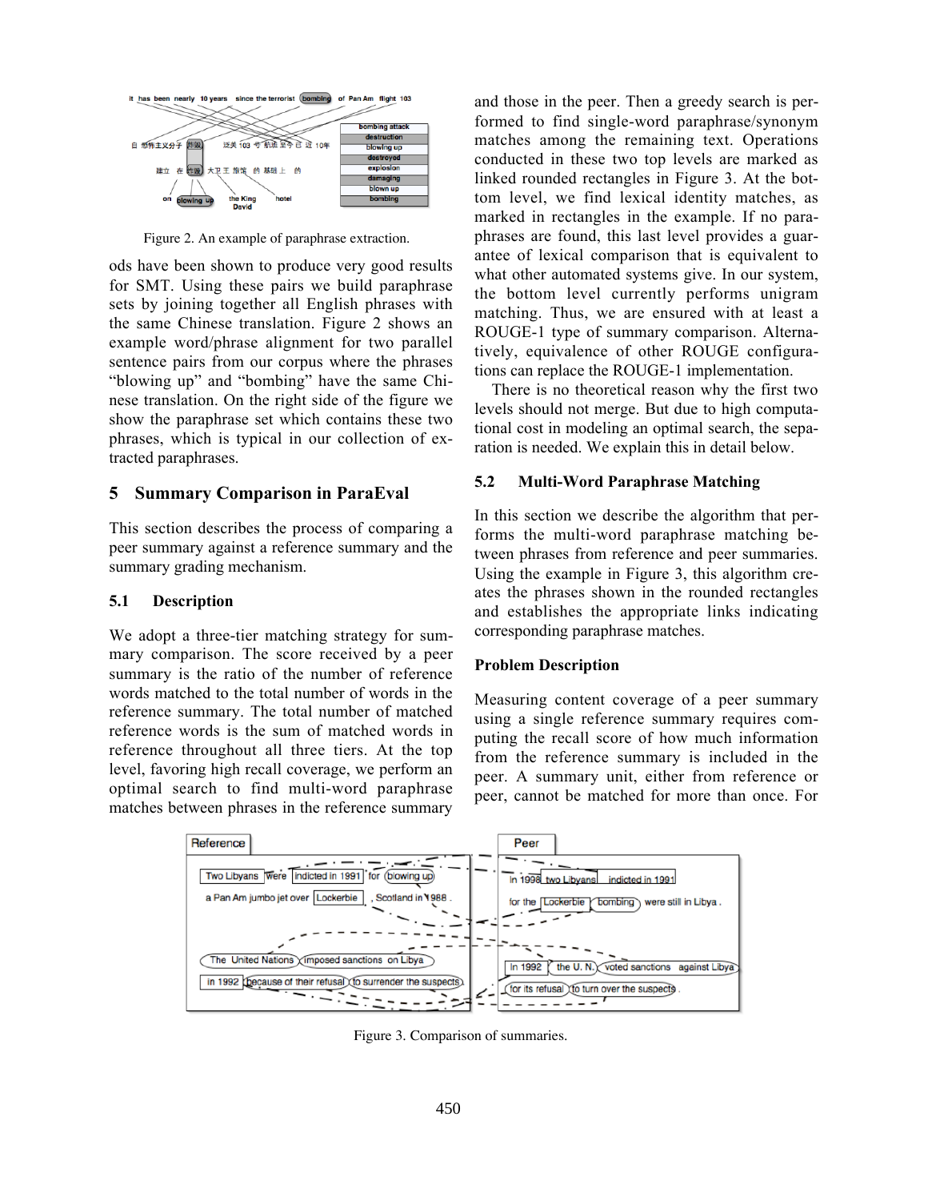Figure 2. An example of paraphrase extraction.

ods have been shown to produce very good results for SMT. Using these pairs we build paraphrase sets by joining together all English phrases with the same Chinese translation. Figure 2 shows an example word/phrase alignment for two parallel sentence pairs from our corpus where the phrases "blowing up" and "bombing" have the same Chinese translation. On the right side of the figure we show the paraphrase set which contains these two phrases, which is typical in our collection of extracted paraphrases.

## 5 Summary Comparison in ParaEval

This section describes the process of comparing a peer summary against a reference summary and the summary grading mechanism.

### 5.1 Description

We adopt a three-tier matching strategy for summary comparison. The score received by a peer summary is the ratio of the number of reference words matched to the total number of words in the reference summary. The total number of matched reference words is the sum of matched words in reference throughout all three tiers. At the top level, favoring high recall coverage, we perform an optimal search to find multi-word paraphrase matches between phrases in the reference summary and those in the peer. Then a greedy search is performed to find single-word paraphrase/synonym matches among the remaining text. Operations conducted in these two top levels are marked as linked rounded rectangles in Figure 3. At the bottom level, we find lexical identity matches, as marked in rectangles in the example. If no paraphrases are found, this last level provides a guarantee of lexical comparison that is equivalent to what other automated systems give. In our system, the bottom level currently performs unigram matching. Thus, we are ensured with at least a ROUGE-1 type of summary comparison. Alternatively, equivalence of other ROUGE configurations can replace the ROUGE-1 implementation.

There is no theoretical reason why the first two levels should not merge. But due to high computational cost in modeling an optimal search, the separation is needed. We explain this in detail below.

### 5.2 Multi-Word Paraphrase Matching

In this section we describe the algorithm that performs the multi-word paraphrase matching between phrases from reference and peer summaries. Using the example in Figure 3, this algorithm creates the phrases shown in the rounded rectangles and establishes the appropriate links indicating corresponding paraphrase matches.

**Problem Description**

Measuring content coverage of a peer summary using a single reference summary requires computing the recall score of how much information from the reference summary is included in the peer. A summary unit, either from reference or peer, cannot be matched for more than once. For

Figure 3. Comparison of summaries.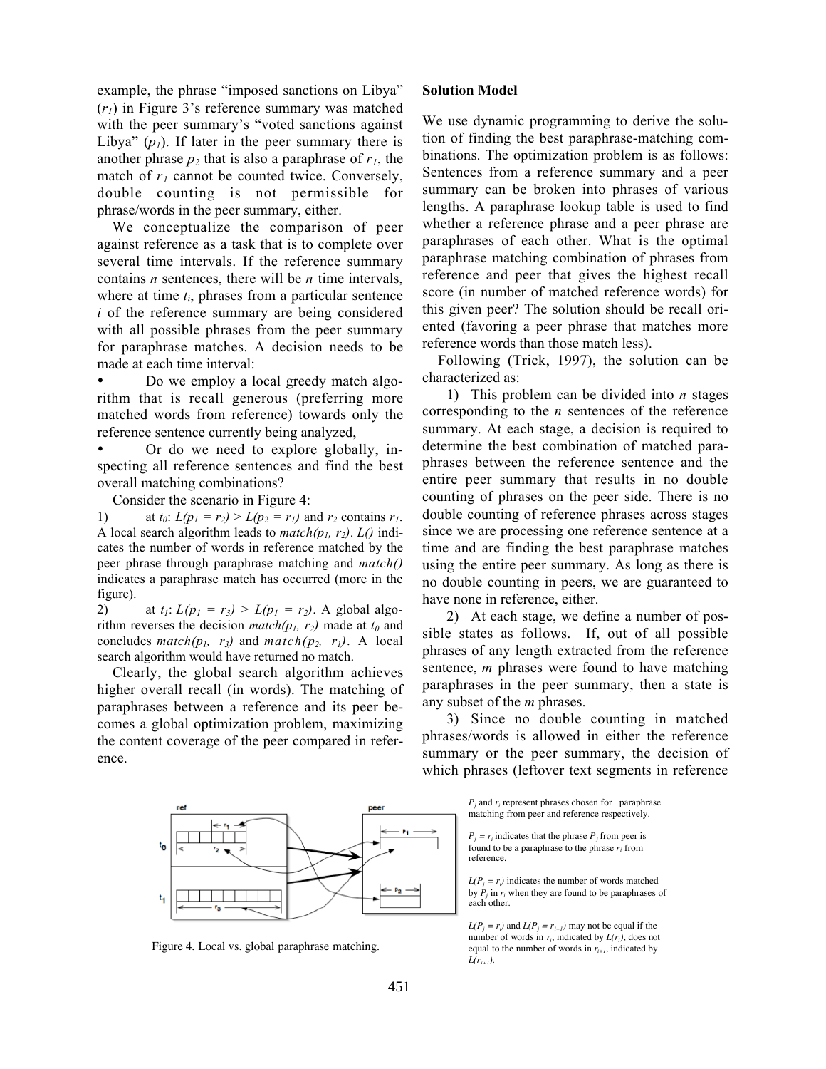example, the phrase "imposed sanctions on Libya" ($r_1$) in Figure 3's reference summary was matched with the peer summary's "voted sanctions against Libya" ($p_1$). If later in the peer summary there is another phrase $p_2$ that is also a paraphrase of $r_1$, the match of $r_1$ cannot be counted twice. Conversely, double counting is not permissible for phrase/words in the peer summary, either.

We conceptualize the comparison of peer against reference as a task that is to complete over several time intervals. If the reference summary contains *n* sentences, there will be *n* time intervals, where at time $t_i$, phrases from a particular sentence *i* of the reference summary are being considered with all possible phrases from the peer summary for paraphrase matches. A decision needs to be made at each time interval:

- Do we employ a local greedy match algorithm that is recall generous (preferring more matched words from reference) towards only the reference sentence currently being analyzed,
- Or do we need to explore globally, inspecting all reference sentences and find the best overall matching combinations?

Consider the scenario in Figure 4:

1) at $t_0$: $L(p_1 = r_2) > L(p_2 = r_1)$ and $r_2$ contains $r_1$. A local search algorithm leads to $match(p_1, r_2)$. $L()$ indicates the number of words in reference matched by the peer phrase through paraphrase matching and $match()$ indicates a paraphrase match has occurred (more in the figure).

2) at $t_1$: $L(p_1 = r_3) > L(p_1 = r_2)$. A global algorithm reverses the decision $match(p_1, r_2)$ made at $t_0$ and concludes $match(p_1, r_3)$ and $match(p_2, r_1)$. A local search algorithm would have returned no match.

Clearly, the global search algorithm achieves higher overall recall (in words). The matching of paraphrases between a reference and its peer becomes a global optimization problem, maximizing the content coverage of the peer compared in reference.

Figure 4. Local vs. global paraphrase matching.

$P_j$ and $r_i$ represent phrases chosen for paraphrase matching from peer and reference respectively.

$P_j = r_i$ indicates that the phrase $P_j$ from peer is found to be a paraphrase to the phrase $r_i$ from reference.

$L(P_j = r_i)$ indicates the number of words matched by $P_j$ in $r_i$ when they are found to be paraphrases of each other.

$L(P_j = r_i)$ and $L(P_j = r_{i+1})$ may not be equal if the number of words in $r_i$, indicated by $L(r_i)$, does not equal to the number of words in $r_{i+1}$, indicated by $L(r_{i+1})$.

**Solution Model**

We use dynamic programming to derive the solution of finding the best paraphrase-matching combinations. The optimization problem is as follows: Sentences from a reference summary and a peer summary can be broken into phrases of various lengths. A paraphrase lookup table is used to find whether a reference phrase and a peer phrase are paraphrases of each other. What is the optimal paraphrase matching combination of phrases from reference and peer that gives the highest recall score (in number of matched reference words) for this given peer? The solution should be recall oriented (favoring a peer phrase that matches more reference words than those match less).

Following (Trick, 1997), the solution can be characterized as:

1) This problem can be divided into *n* stages corresponding to the *n* sentences of the reference summary. At each stage, a decision is required to determine the best combination of matched paraphrases between the reference sentence and the entire peer summary that results in no double counting of phrases on the peer side. There is no double counting of reference phrases across stages since we are processing one reference sentence at a time and are finding the best paraphrase matches using the entire peer summary. As long as there is no double counting in peers, we are guaranteed to have none in reference, either.

2) At each stage, we define a number of possible states as follows. If, out of all possible phrases of any length extracted from the reference sentence, *m* phrases were found to have matching paraphrases in the peer summary, then a state is any subset of the *m* phrases.

3) Since no double counting in matched phrases/words is allowed in either the reference summary or the peer summary, the decision of which phrases (leftover text segments in reference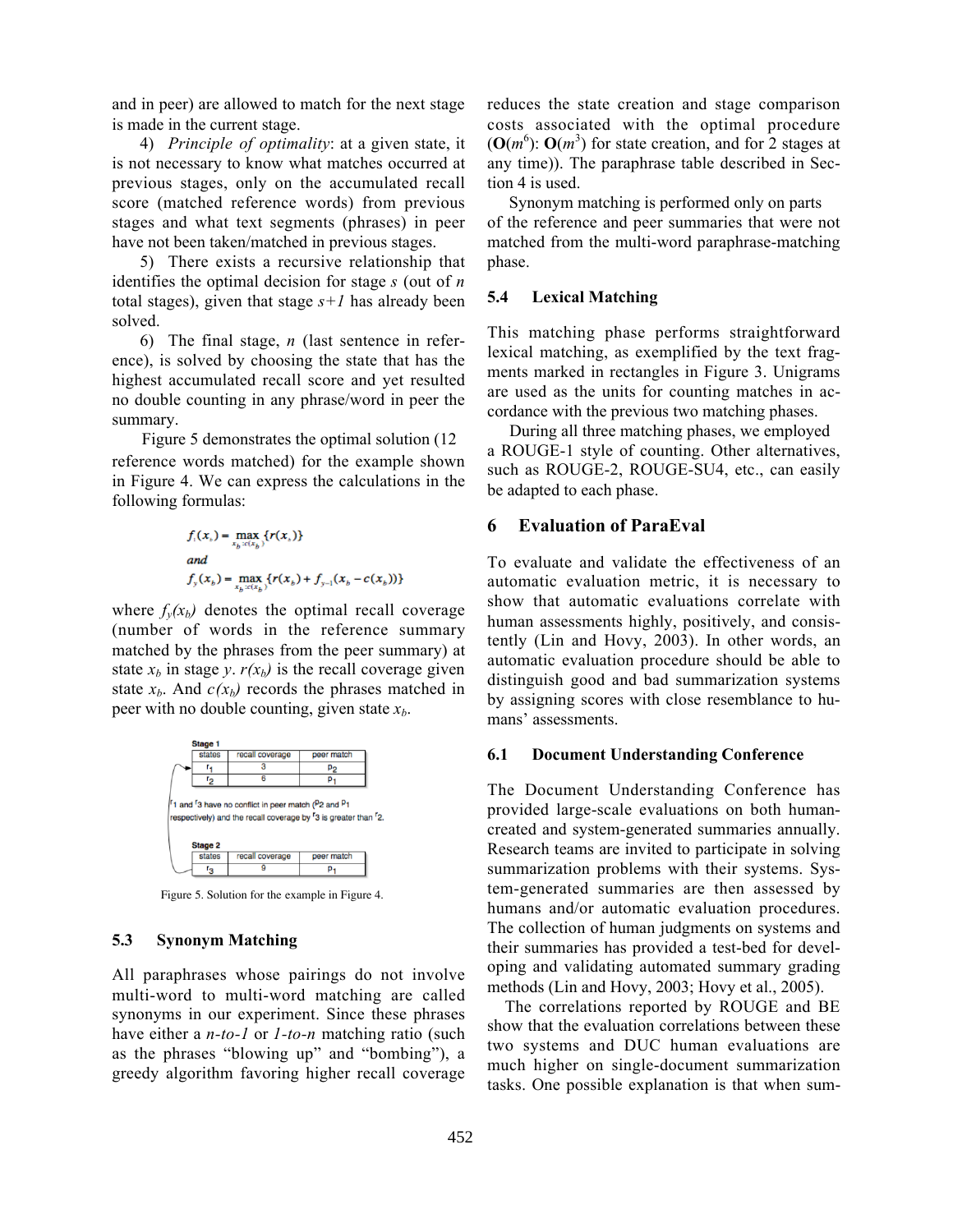and in peer) are allowed to match for the next stage is made in the current stage.

4) *Principle of optimality*: at a given state, it is not necessary to know what matches occurred at previous stages, only on the accumulated recall score (matched reference words) from previous stages and what text segments (phrases) in peer have not been taken/matched in previous stages.

5) There exists a recursive relationship that identifies the optimal decision for stage $s$ (out of $n$ total stages), given that stage $s+1$ has already been solved.

6) The final stage, $n$ (last sentence in reference), is solved by choosing the state that has the highest accumulated recall score and yet resulted no double counting in any phrase/word in peer the summary.

Figure 5 demonstrates the optimal solution (12 reference words matched) for the example shown in Figure 4. We can express the calculations in the following formulas:

$$f_1(x_b) = \max_{x_b : c(x_b)} \{r(x_b)\}$$

*and*

$$f_y(x_b) = \max_{x_b : c(x_b)} \{r(x_b) + f_{y-1}(x_b - c(x_b))\}$$

where $f_y(x_b)$ denotes the optimal recall coverage (number of words in the reference summary matched by the phrases from the peer summary) at state $x_b$ in stage $y$. $r(x_b)$ is the recall coverage given state $x_b$. And $c(x_b)$ records the phrases matched in peer with no double counting, given state $x_b$.

**Stage 1**

| states | recall coverage | peer match |
|---|---|---|
| $r_1$ | 3 | $p_2$ |
| $r_2$ | 6 | $p_1$ |

$r_1$ and $r_3$ have no conflict in peer match ($p_2$ and $p_1$ respectively) and the recall coverage by $r_3$ is greater than $r_2$.

**Stage 2**

| states | recall coverage | peer match |
|---|---|---|
| $r_3$ | 9 | $p_1$ |

Figure 5. Solution for the example in Figure 4.

### 5.3 Synonym Matching

All paraphrases whose pairings do not involve multi-word to multi-word matching are called synonyms in our experiment. Since these phrases have either a *n-to-1* or *1-to-n* matching ratio (such as the phrases "blowing up" and "bombing"), a greedy algorithm favoring higher recall coverage reduces the state creation and stage comparison costs associated with the optimal procedure ($\mathbf{O}(m^6)$: $\mathbf{O}(m^3)$ for state creation, and for 2 stages at any time)). The paraphrase table described in Section 4 is used.

Synonym matching is performed only on parts of the reference and peer summaries that were not matched from the multi-word paraphrase-matching phase.

### 5.4 Lexical Matching

This matching phase performs straightforward lexical matching, as exemplified by the text fragments marked in rectangles in Figure 3. Unigrams are used as the units for counting matches in accordance with the previous two matching phases.

During all three matching phases, we employed a ROUGE-1 style of counting. Other alternatives, such as ROUGE-2, ROUGE-SU4, etc., can easily be adapted to each phase.

## 6 Evaluation of ParaEval

To evaluate and validate the effectiveness of an automatic evaluation metric, it is necessary to show that automatic evaluations correlate with human assessments highly, positively, and consistently (Lin and Hovy, 2003). In other words, an automatic evaluation procedure should be able to distinguish good and bad summarization systems by assigning scores with close resemblance to humans' assessments.

### 6.1 Document Understanding Conference

The Document Understanding Conference has provided large-scale evaluations on both human-created and system-generated summaries annually. Research teams are invited to participate in solving summarization problems with their systems. System-generated summaries are then assessed by humans and/or automatic evaluation procedures. The collection of human judgments on systems and their summaries has provided a test-bed for developing and validating automated summary grading methods (Lin and Hovy, 2003; Hovy et al., 2005).

The correlations reported by ROUGE and BE show that the evaluation correlations between these two systems and DUC human evaluations are much higher on single-document summarization tasks. One possible explanation is that when sum-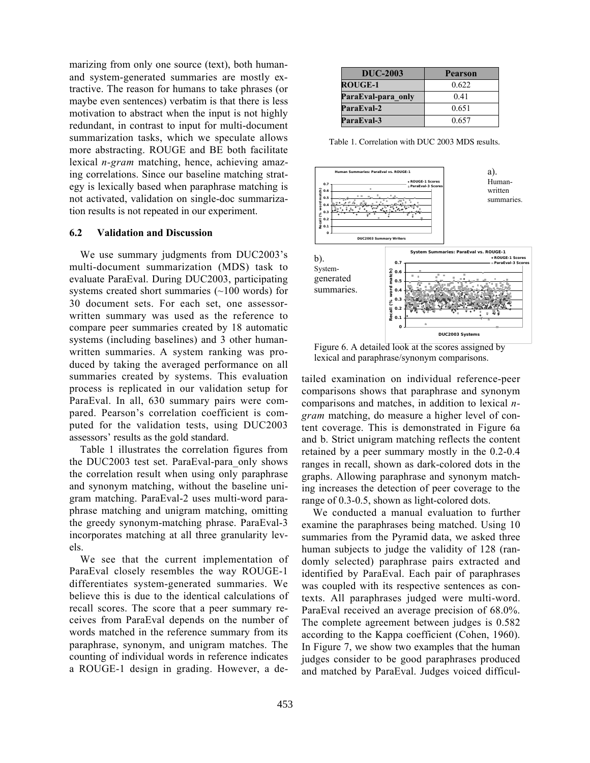marizing from only one source (text), both human- and system-generated summaries are mostly extractive. The reason for humans to take phrases (or maybe even sentences) verbatim is that there is less motivation to abstract when the input is not highly redundant, in contrast to input for multi-document summarization tasks, which we speculate allows more abstracting. ROUGE and BE both facilitate lexical *n-gram* matching, hence, achieving amazing correlations. Since our baseline matching strategy is lexically based when paraphrase matching is not activated, validation on single-doc summarization results is not repeated in our experiment.

### 6.2 Validation and Discussion

We use summary judgments from DUC2003's multi-document summarization (MDS) task to evaluate ParaEval. During DUC2003, participating systems created short summaries (~100 words) for 30 document sets. For each set, one assessor-written summary was used as the reference to compare peer summaries created by 18 automatic systems (including baselines) and 3 other human-written summaries. A system ranking was produced by taking the averaged performance on all summaries created by systems. This evaluation process is replicated in our validation setup for ParaEval. In all, 630 summary pairs were compared. Pearson's correlation coefficient is computed for the validation tests, using DUC2003 assessors' results as the gold standard.

Table 1 illustrates the correlation figures from the DUC2003 test set. ParaEval-para_only shows the correlation result when using only paraphrase and synonym matching, without the baseline unigram matching. ParaEval-2 uses multi-word paraphrase matching and unigram matching, omitting the greedy synonym-matching phrase. ParaEval-3 incorporates matching at all three granularity levels.

| DUC-2003 | Pearson |
|---|---|
| ROUGE-1 | 0.622 |
| ParaEval-para_only | 0.41 |
| ParaEval-2 | 0.651 |
| ParaEval-3 | 0.657 |

Table 1. Correlation with DUC 2003 MDS results.

a). Human-written summaries.

b). System-generated summaries.

Figure 6. A detailed look at the scores assigned by lexical and paraphrase/synonym comparisons.

We see that the current implementation of ParaEval closely resembles the way ROUGE-1 differentiates system-generated summaries. We believe this is due to the identical calculations of recall scores. The score that a peer summary receives from ParaEval depends on the number of words matched in the reference summary from its paraphrase, synonym, and unigram matches. The counting of individual words in reference indicates a ROUGE-1 design in grading. However, a detailed examination on individual reference-peer comparisons shows that paraphrase and synonym comparisons and matches, in addition to lexical *n-gram* matching, do measure a higher level of content coverage. This is demonstrated in Figure 6a and b. Strict unigram matching reflects the content retained by a peer summary mostly in the 0.2-0.4 ranges in recall, shown as dark-colored dots in the graphs. Allowing paraphrase and synonym matching increases the detection of peer coverage to the range of 0.3-0.5, shown as light-colored dots.

We conducted a manual evaluation to further examine the paraphrases being matched. Using 10 summaries from the Pyramid data, we asked three human subjects to judge the validity of 128 (randomly selected) paraphrase pairs extracted and identified by ParaEval. Each pair of paraphrases was coupled with its respective sentences as contexts. All paraphrases judged were multi-word. ParaEval received an average precision of 68.0%. The complete agreement between judges is 0.582 according to the Kappa coefficient (Cohen, 1960). In Figure 7, we show two examples that the human judges consider to be good paraphrases produced and matched by ParaEval. Judges voiced difficul-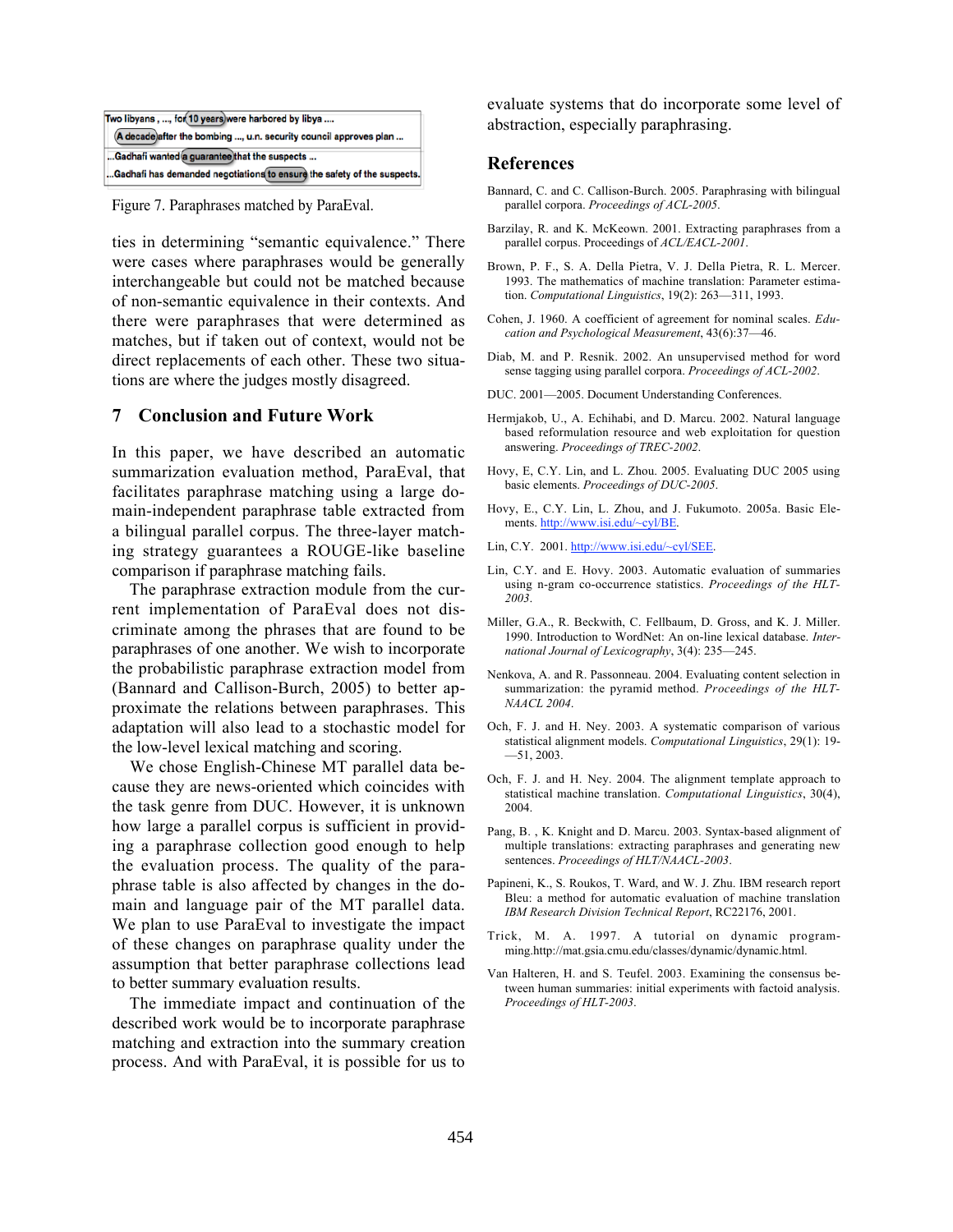Two libyans , ..., for 10 years were harbored by libya ....

A decade after the bombing ..., u.n. security council approves plan ...

...Gadhafi wanted a guarantee that the suspects ...

...Gadhafi has demanded negotiations to ensure the safety of the suspects.

Figure 7. Paraphrases matched by ParaEval.

ties in determining "semantic equivalence." There were cases where paraphrases would be generally interchangeable but could not be matched because of non-semantic equivalence in their contexts. And there were paraphrases that were determined as matches, but if taken out of context, would not be direct replacements of each other. These two situations are where the judges mostly disagreed.

## 7 Conclusion and Future Work

In this paper, we have described an automatic summarization evaluation method, ParaEval, that facilitates paraphrase matching using a large domain-independent paraphrase table extracted from a bilingual parallel corpus. The three-layer matching strategy guarantees a ROUGE-like baseline comparison if paraphrase matching fails.

The paraphrase extraction module from the current implementation of ParaEval does not discriminate among the phrases that are found to be paraphrases of one another. We wish to incorporate the probabilistic paraphrase extraction model from (Bannard and Callison-Burch, 2005) to better approximate the relations between paraphrases. This adaptation will also lead to a stochastic model for the low-level lexical matching and scoring.

We chose English-Chinese MT parallel data because they are news-oriented which coincides with the task genre from DUC. However, it is unknown how large a parallel corpus is sufficient in providing a paraphrase collection good enough to help the evaluation process. The quality of the paraphrase table is also affected by changes in the domain and language pair of the MT parallel data. We plan to use ParaEval to investigate the impact of these changes on paraphrase quality under the assumption that better paraphrase collections lead to better summary evaluation results.

The immediate impact and continuation of the described work would be to incorporate paraphrase matching and extraction into the summary creation process. And with ParaEval, it is possible for us to evaluate systems that do incorporate some level of abstraction, especially paraphrasing.

## References

Bannard, C. and C. Callison-Burch. 2005. Paraphrasing with bilingual parallel corpora. *Proceedings of ACL-2005*.

Barzilay, R. and K. McKeown. 2001. Extracting paraphrases from a parallel corpus. Proceedings of *ACL/EACL-2001*.

Brown, P. F., S. A. Della Pietra, V. J. Della Pietra, R. L. Mercer. 1993. The mathematics of machine translation: Parameter estimation. *Computational Linguistics*, 19(2): 263—311, 1993.

Cohen, J. 1960. A coefficient of agreement for nominal scales. *Education and Psychological Measurement*, 43(6):37—46.

Diab, M. and P. Resnik. 2002. An unsupervised method for word sense tagging using parallel corpora. *Proceedings of ACL-2002*.

DUC. 2001—2005. Document Understanding Conferences.

Hermjakob, U., A. Echihabi, and D. Marcu. 2002. Natural language based reformulation resource and web exploitation for question answering. *Proceedings of TREC-2002*.

Hovy, E, C.Y. Lin, and L. Zhou. 2005. Evaluating DUC 2005 using basic elements. *Proceedings of DUC-2005*.

Hovy, E., C.Y. Lin, L. Zhou, and J. Fukumoto. 2005a. Basic Elements. http://www.isi.edu/~cyl/BE.

Lin, C.Y. 2001. http://www.isi.edu/~cyl/SEE.

Lin, C.Y. and E. Hovy. 2003. Automatic evaluation of summaries using n-gram co-occurrence statistics. *Proceedings of the HLT-2003*.

Miller, G.A., R. Beckwith, C. Fellbaum, D. Gross, and K. J. Miller. 1990. Introduction to WordNet: An on-line lexical database. *International Journal of Lexicography*, 3(4): 235—245.

Nenkova, A. and R. Passonneau. 2004. Evaluating content selection in summarization: the pyramid method. *Proceedings of the HLT-NAACL 2004*.

Och, F. J. and H. Ney. 2003. A systematic comparison of various statistical alignment models. *Computational Linguistics*, 29(1): 19-—51, 2003.

Och, F. J. and H. Ney. 2004. The alignment template approach to statistical machine translation. *Computational Linguistics*, 30(4), 2004.

Pang, B. , K. Knight and D. Marcu. 2003. Syntax-based alignment of multiple translations: extracting paraphrases and generating new sentences. *Proceedings of HLT/NAACL-2003*.

Papineni, K., S. Roukos, T. Ward, and W. J. Zhu. IBM research report Bleu: a method for automatic evaluation of machine translation *IBM Research Division Technical Report*, RC22176, 2001.

Trick, M. A. 1997. A tutorial on dynamic programming.http://mat.gsia.cmu.edu/classes/dynamic/dynamic.html.

Van Halteren, H. and S. Teufel. 2003. Examining the consensus between human summaries: initial experiments with factoid analysis. *Proceedings of HLT-2003*.